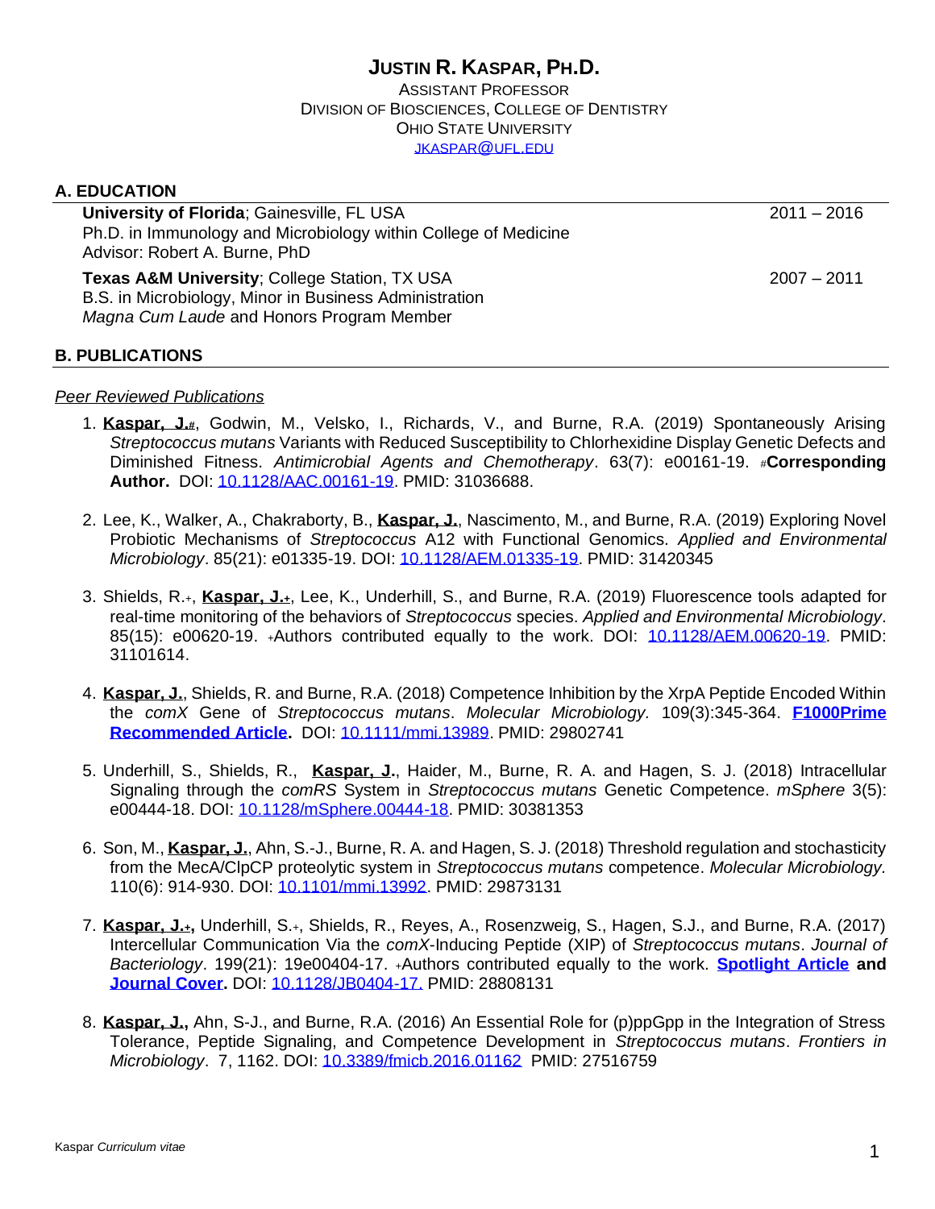# JUSTIN R. KASPAR, PH.D.

ASSISTANT PROFESSOR
DIVISION OF BIOSCIENCES, COLLEGE OF DENTISTRY
OHIO STATE UNIVERSITY
JKASPAR@UFL.EDU

## A. EDUCATION

**University of Florida**; Gainesville, FL USA — 2011 – 2016
Ph.D. in Immunology and Microbiology within College of Medicine
Advisor: Robert A. Burne, PhD

**Texas A&M University**; College Station, TX USA — 2007 – 2011
B.S. in Microbiology, Minor in Business Administration
*Magna Cum Laude* and Honors Program Member

## B. PUBLICATIONS

*Peer Reviewed Publications*

1. **Kaspar, J.#**, Godwin, M., Velsko, I., Richards, V., and Burne, R.A. (2019) Spontaneously Arising *Streptococcus mutans* Variants with Reduced Susceptibility to Chlorhexidine Display Genetic Defects and Diminished Fitness. *Antimicrobial Agents and Chemotherapy*. 63(7): e00161-19. #**Corresponding Author.** DOI: 10.1128/AAC.00161-19. PMID: 31036688.

2. Lee, K., Walker, A., Chakraborty, B., **Kaspar, J.**, Nascimento, M., and Burne, R.A. (2019) Exploring Novel Probiotic Mechanisms of *Streptococcus* A12 with Functional Genomics. *Applied and Environmental Microbiology*. 85(21): e01335-19. DOI: 10.1128/AEM.01335-19. PMID: 31420345

3. Shields, R.+, **Kaspar, J.+**, Lee, K., Underhill, S., and Burne, R.A. (2019) Fluorescence tools adapted for real-time monitoring of the behaviors of *Streptococcus* species. *Applied and Environmental Microbiology*. 85(15): e00620-19. +Authors contributed equally to the work. DOI: 10.1128/AEM.00620-19. PMID: 31101614.

4. **Kaspar, J.**, Shields, R. and Burne, R.A. (2018) Competence Inhibition by the XrpA Peptide Encoded Within the *comX* Gene of *Streptococcus mutans*. *Molecular Microbiology.* 109(3):345-364. **F1000Prime Recommended Article.** DOI: 10.1111/mmi.13989. PMID: 29802741

5. Underhill, S., Shields, R., **Kaspar, J.**, Haider, M., Burne, R. A. and Hagen, S. J. (2018) Intracellular Signaling through the *comRS* System in *Streptococcus mutans* Genetic Competence. *mSphere* 3(5): e00444-18. DOI: 10.1128/mSphere.00444-18. PMID: 30381353

6. Son, M., **Kaspar, J.**, Ahn, S.-J., Burne, R. A. and Hagen, S. J. (2018) Threshold regulation and stochasticity from the MecA/ClpCP proteolytic system in *Streptococcus mutans* competence. *Molecular Microbiology.* 110(6): 914-930. DOI: 10.1101/mmi.13992. PMID: 29873131

7. **Kaspar, J.+,** Underhill, S.+, Shields, R., Reyes, A., Rosenzweig, S., Hagen, S.J., and Burne, R.A. (2017) Intercellular Communication Via the *comX*-Inducing Peptide (XIP) of *Streptococcus mutans*. *Journal of Bacteriology*. 199(21): 19e00404-17. +Authors contributed equally to the work. **Spotlight Article and Journal Cover.** DOI: 10.1128/JB0404-17. PMID: 28808131

8. **Kaspar, J.,** Ahn, S-J., and Burne, R.A. (2016) An Essential Role for (p)ppGpp in the Integration of Stress Tolerance, Peptide Signaling, and Competence Development in *Streptococcus mutans*. *Frontiers in Microbiology*. 7, 1162. DOI: 10.3389/fmicb.2016.01162 PMID: 27516759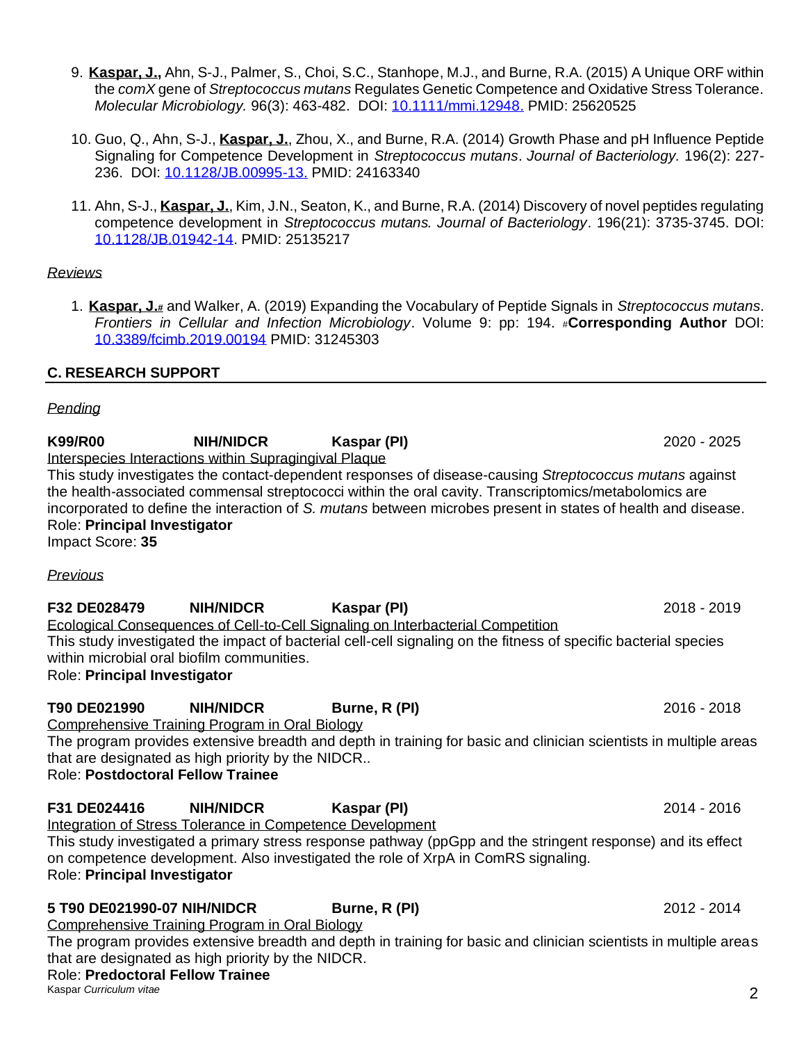9. **Kaspar, J.,** Ahn, S-J., Palmer, S., Choi, S.C., Stanhope, M.J., and Burne, R.A. (2015) A Unique ORF within the *comX* gene of *Streptococcus mutans* Regulates Genetic Competence and Oxidative Stress Tolerance. *Molecular Microbiology.* 96(3): 463-482. DOI: [10.1111/mmi.12948.](10.1111/mmi.12948.) PMID: 25620525

10. Guo, Q., Ahn, S-J., **Kaspar, J.**, Zhou, X., and Burne, R.A. (2014) Growth Phase and pH Influence Peptide Signaling for Competence Development in *Streptococcus mutans*. *Journal of Bacteriology.* 196(2): 227-236. DOI: [10.1128/JB.00995-13.](10.1128/JB.00995-13.) PMID: 24163340

11. Ahn, S-J., **Kaspar, J.**, Kim, J.N., Seaton, K., and Burne, R.A. (2014) Discovery of novel peptides regulating competence development in *Streptococcus mutans. Journal of Bacteriology*. 196(21): 3735-3745. DOI: [10.1128/JB.01942-14](10.1128/JB.01942-14). PMID: 25135217

*Reviews*

1. **Kaspar, J.#** and Walker, A. (2019) Expanding the Vocabulary of Peptide Signals in *Streptococcus mutans*. *Frontiers in Cellular and Infection Microbiology*. Volume 9: pp: 194. #**Corresponding Author** DOI: [10.3389/fcimb.2019.00194](10.3389/fcimb.2019.00194) PMID: 31245303

## C. RESEARCH SUPPORT

*Pending*

**K99/R00** **NIH/NIDCR** **Kaspar (PI)** 2020 - 2025
Interspecies Interactions within Supragingival Plaque
This study investigates the contact-dependent responses of disease-causing *Streptococcus mutans* against the health-associated commensal streptococci within the oral cavity. Transcriptomics/metabolomics are incorporated to define the interaction of *S. mutans* between microbes present in states of health and disease.
Role: **Principal Investigator**
Impact Score: **35**

*Previous*

**F32 DE028479** **NIH/NIDCR** **Kaspar (PI)** 2018 - 2019
Ecological Consequences of Cell-to-Cell Signaling on Interbacterial Competition
This study investigated the impact of bacterial cell-cell signaling on the fitness of specific bacterial species within microbial oral biofilm communities.
Role: **Principal Investigator**

**T90 DE021990** **NIH/NIDCR** **Burne, R (PI)** 2016 - 2018
Comprehensive Training Program in Oral Biology
The program provides extensive breadth and depth in training for basic and clinician scientists in multiple areas that are designated as high priority by the NIDCR..
Role: **Postdoctoral Fellow Trainee**

**F31 DE024416** **NIH/NIDCR** **Kaspar (PI)** 2014 - 2016
Integration of Stress Tolerance in Competence Development
This study investigated a primary stress response pathway (ppGpp and the stringent response) and its effect on competence development. Also investigated the role of XrpA in ComRS signaling.
Role: **Principal Investigator**

**5 T90 DE021990-07 NIH/NIDCR** **Burne, R (PI)** 2012 - 2014
Comprehensive Training Program in Oral Biology
The program provides extensive breadth and depth in training for basic and clinician scientists in multiple areas that are designated as high priority by the NIDCR.
Role: **Predoctoral Fellow Trainee**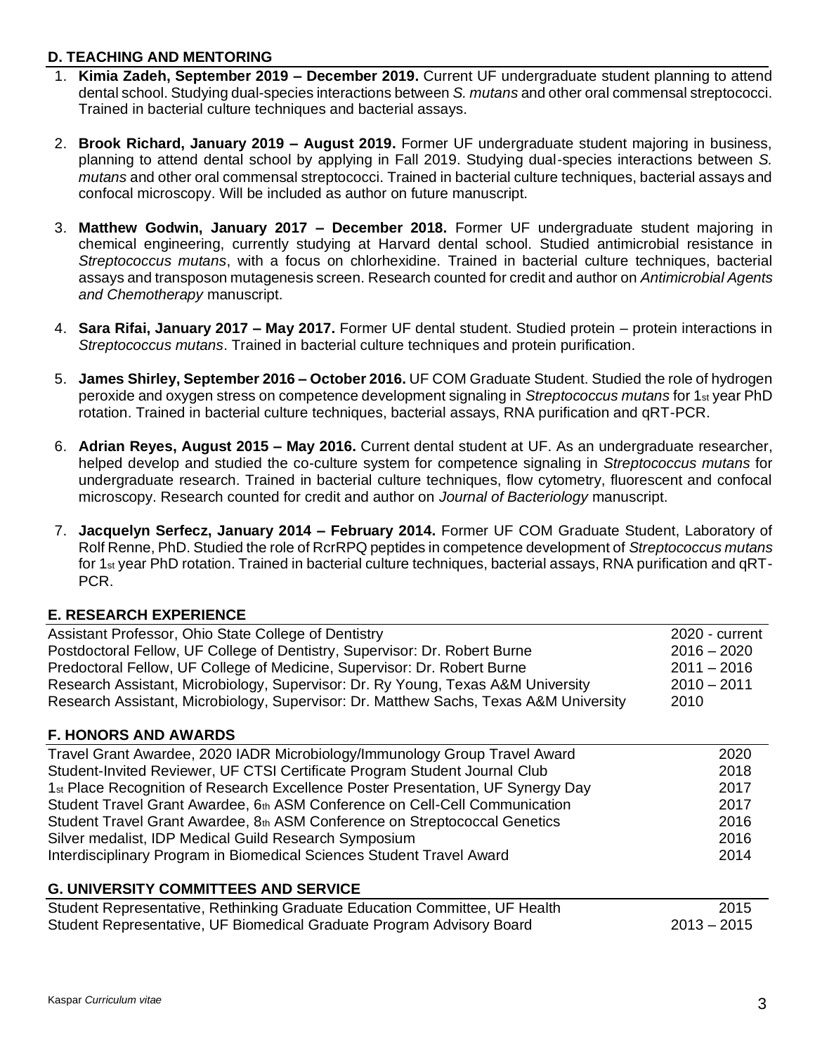## D. TEACHING AND MENTORING

1. **Kimia Zadeh, September 2019 – December 2019.** Current UF undergraduate student planning to attend dental school. Studying dual-species interactions between *S. mutans* and other oral commensal streptococci. Trained in bacterial culture techniques and bacterial assays.

2. **Brook Richard, January 2019 – August 2019.** Former UF undergraduate student majoring in business, planning to attend dental school by applying in Fall 2019. Studying dual-species interactions between *S. mutans* and other oral commensal streptococci. Trained in bacterial culture techniques, bacterial assays and confocal microscopy. Will be included as author on future manuscript.

3. **Matthew Godwin, January 2017 – December 2018.** Former UF undergraduate student majoring in chemical engineering, currently studying at Harvard dental school. Studied antimicrobial resistance in *Streptococcus mutans*, with a focus on chlorhexidine. Trained in bacterial culture techniques, bacterial assays and transposon mutagenesis screen. Research counted for credit and author on *Antimicrobial Agents and Chemotherapy* manuscript.

4. **Sara Rifai, January 2017 – May 2017.** Former UF dental student. Studied protein – protein interactions in *Streptococcus mutans*. Trained in bacterial culture techniques and protein purification.

5. **James Shirley, September 2016 – October 2016.** UF COM Graduate Student. Studied the role of hydrogen peroxide and oxygen stress on competence development signaling in *Streptococcus mutans* for 1st year PhD rotation. Trained in bacterial culture techniques, bacterial assays, RNA purification and qRT-PCR.

6. **Adrian Reyes, August 2015 – May 2016.** Current dental student at UF. As an undergraduate researcher, helped develop and studied the co-culture system for competence signaling in *Streptococcus mutans* for undergraduate research. Trained in bacterial culture techniques, flow cytometry, fluorescent and confocal microscopy. Research counted for credit and author on *Journal of Bacteriology* manuscript.

7. **Jacquelyn Serfecz, January 2014 – February 2014.** Former UF COM Graduate Student, Laboratory of Rolf Renne, PhD. Studied the role of RcrRPQ peptides in competence development of *Streptococcus mutans* for 1st year PhD rotation. Trained in bacterial culture techniques, bacterial assays, RNA purification and qRT-PCR.

## E. RESEARCH EXPERIENCE

| | |
|---|---|
| Assistant Professor, Ohio State College of Dentistry | 2020 - current |
| Postdoctoral Fellow, UF College of Dentistry, Supervisor: Dr. Robert Burne | 2016 – 2020 |
| Predoctoral Fellow, UF College of Medicine, Supervisor: Dr. Robert Burne | 2011 – 2016 |
| Research Assistant, Microbiology, Supervisor: Dr. Ry Young, Texas A&M University | 2010 – 2011 |
| Research Assistant, Microbiology, Supervisor: Dr. Matthew Sachs, Texas A&M University | 2010 |

## F. HONORS AND AWARDS

| | |
|---|---|
| Travel Grant Awardee, 2020 IADR Microbiology/Immunology Group Travel Award | 2020 |
| Student-Invited Reviewer, UF CTSI Certificate Program Student Journal Club | 2018 |
| 1st Place Recognition of Research Excellence Poster Presentation, UF Synergy Day | 2017 |
| Student Travel Grant Awardee, 6th ASM Conference on Cell-Cell Communication | 2017 |
| Student Travel Grant Awardee, 8th ASM Conference on Streptococcal Genetics | 2016 |
| Silver medalist, IDP Medical Guild Research Symposium | 2016 |
| Interdisciplinary Program in Biomedical Sciences Student Travel Award | 2014 |

## G. UNIVERSITY COMMITTEES AND SERVICE

| | |
|---|---|
| Student Representative, Rethinking Graduate Education Committee, UF Health | 2015 |
| Student Representative, UF Biomedical Graduate Program Advisory Board | 2013 – 2015 |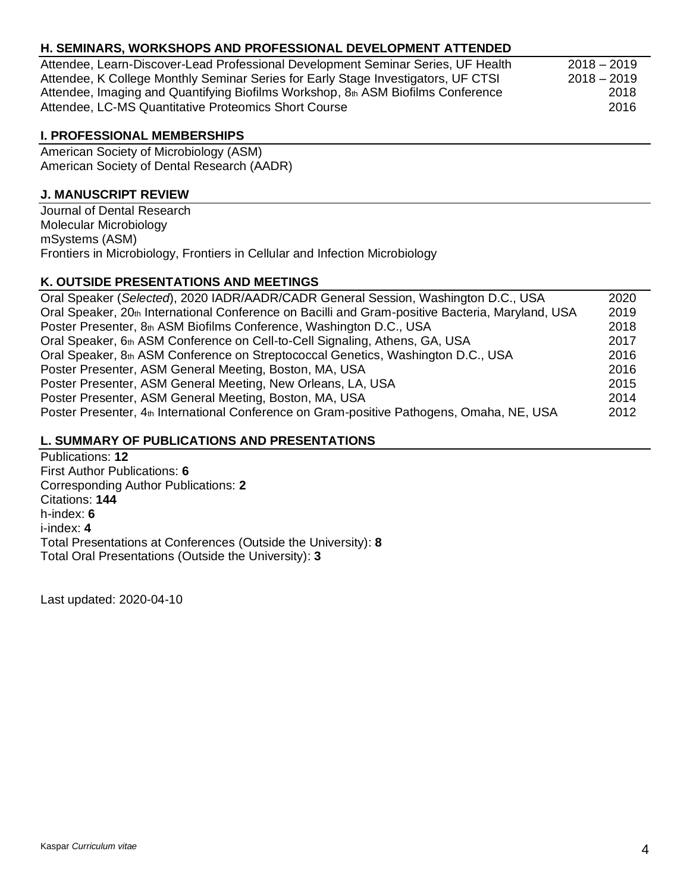## H. SEMINARS, WORKSHOPS AND PROFESSIONAL DEVELOPMENT ATTENDED

| | |
|---|---|
| Attendee, Learn-Discover-Lead Professional Development Seminar Series, UF Health | 2018 – 2019 |
| Attendee, K College Monthly Seminar Series for Early Stage Investigators, UF CTSI | 2018 – 2019 |
| Attendee, Imaging and Quantifying Biofilms Workshop, 8th ASM Biofilms Conference | 2018 |
| Attendee, LC-MS Quantitative Proteomics Short Course | 2016 |

## I. PROFESSIONAL MEMBERSHIPS

American Society of Microbiology (ASM)
American Society of Dental Research (AADR)

## J. MANUSCRIPT REVIEW

Journal of Dental Research
Molecular Microbiology
mSystems (ASM)
Frontiers in Microbiology, Frontiers in Cellular and Infection Microbiology

## K. OUTSIDE PRESENTATIONS AND MEETINGS

| | |
|---|---|
| Oral Speaker (*Selected*), 2020 IADR/AADR/CADR General Session, Washington D.C., USA | 2020 |
| Oral Speaker, 20th International Conference on Bacilli and Gram-positive Bacteria, Maryland, USA | 2019 |
| Poster Presenter, 8th ASM Biofilms Conference, Washington D.C., USA | 2018 |
| Oral Speaker, 6th ASM Conference on Cell-to-Cell Signaling, Athens, GA, USA | 2017 |
| Oral Speaker, 8th ASM Conference on Streptococcal Genetics, Washington D.C., USA | 2016 |
| Poster Presenter, ASM General Meeting, Boston, MA, USA | 2016 |
| Poster Presenter, ASM General Meeting, New Orleans, LA, USA | 2015 |
| Poster Presenter, ASM General Meeting, Boston, MA, USA | 2014 |
| Poster Presenter, 4th International Conference on Gram-positive Pathogens, Omaha, NE, USA | 2012 |

## L. SUMMARY OF PUBLICATIONS AND PRESENTATIONS

Publications: **12**
First Author Publications: **6**
Corresponding Author Publications: **2**
Citations: **144**
h-index: **6**
i-index: **4**
Total Presentations at Conferences (Outside the University): **8**
Total Oral Presentations (Outside the University): **3**

Last updated: 2020-04-10